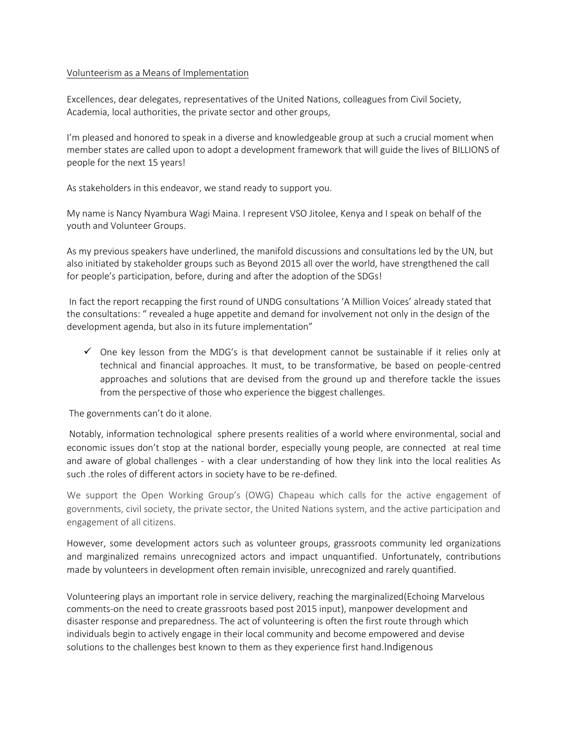Volunteerism as a Means of Implementation

Excellences, dear delegates, representatives of the United Nations, colleagues from Civil Society, Academia, local authorities, the private sector and other groups,

I'm pleased and honored to speak in a diverse and knowledgeable group at such a crucial moment when member states are called upon to adopt a development framework that will guide the lives of BILLIONS of people for the next 15 years!

As stakeholders in this endeavor, we stand ready to support you.

My name is Nancy Nyambura Wagi Maina. I represent VSO Jitolee, Kenya and I speak on behalf of the youth and Volunteer Groups.

As my previous speakers have underlined, the manifold discussions and consultations led by the UN, but also initiated by stakeholder groups such as Beyond 2015 all over the world, have strengthened the call for people's participation, before, during and after the adoption of the SDGs!

In fact the report recapping the first round of UNDG consultations 'A Million Voices' already stated that the consultations: " revealed a huge appetite and demand for involvement not only in the design of the development agenda, but also in its future implementation"

- ✓ One key lesson from the MDG's is that development cannot be sustainable if it relies only at technical and financial approaches. It must, to be transformative, be based on people-centred approaches and solutions that are devised from the ground up and therefore tackle the issues from the perspective of those who experience the biggest challenges.

The governments can't do it alone.

Notably, information technological sphere presents realities of a world where environmental, social and economic issues don't stop at the national border, especially young people, are connected at real time and aware of global challenges - with a clear understanding of how they link into the local realities As such .the roles of different actors in society have to be re-defined.

We support the Open Working Group's (OWG) Chapeau which calls for the active engagement of governments, civil society, the private sector, the United Nations system, and the active participation and engagement of all citizens.

However, some development actors such as volunteer groups, grassroots community led organizations and marginalized remains unrecognized actors and impact unquantified. Unfortunately, contributions made by volunteers in development often remain invisible, unrecognized and rarely quantified.

Volunteering plays an important role in service delivery, reaching the marginalized(Echoing Marvelous comments-on the need to create grassroots based post 2015 input), manpower development and disaster response and preparedness. The act of volunteering is often the first route through which individuals begin to actively engage in their local community and become empowered and devise solutions to the challenges best known to them as they experience first hand.Indigenous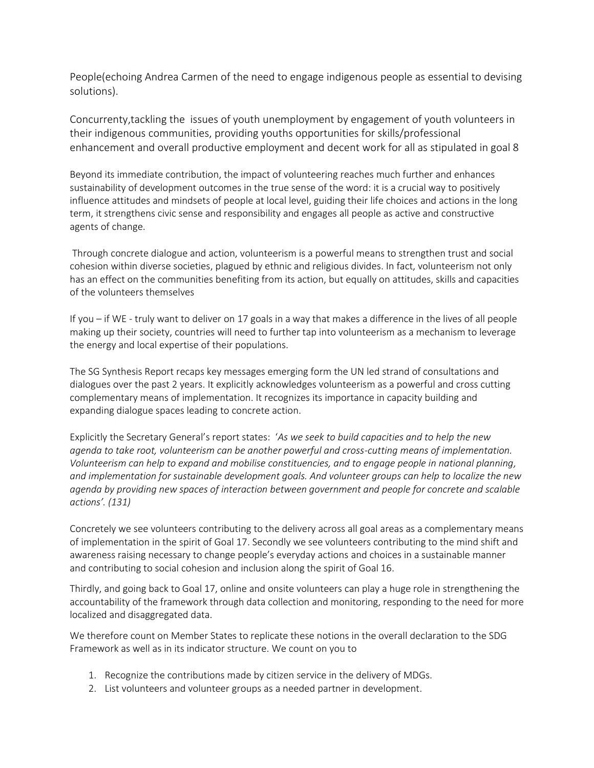People(echoing Andrea Carmen of the need to engage indigenous people as essential to devising solutions).

Concurrenty,tackling the issues of youth unemployment by engagement of youth volunteers in their indigenous communities, providing youths opportunities for skills/professional enhancement and overall productive employment and decent work for all as stipulated in goal 8

Beyond its immediate contribution, the impact of volunteering reaches much further and enhances sustainability of development outcomes in the true sense of the word: it is a crucial way to positively influence attitudes and mindsets of people at local level, guiding their life choices and actions in the long term, it strengthens civic sense and responsibility and engages all people as active and constructive agents of change.

Through concrete dialogue and action, volunteerism is a powerful means to strengthen trust and social cohesion within diverse societies, plagued by ethnic and religious divides. In fact, volunteerism not only has an effect on the communities benefiting from its action, but equally on attitudes, skills and capacities of the volunteers themselves

If you – if WE - truly want to deliver on 17 goals in a way that makes a difference in the lives of all people making up their society, countries will need to further tap into volunteerism as a mechanism to leverage the energy and local expertise of their populations.

The SG Synthesis Report recaps key messages emerging form the UN led strand of consultations and dialogues over the past 2 years. It explicitly acknowledges volunteerism as a powerful and cross cutting complementary means of implementation. It recognizes its importance in capacity building and expanding dialogue spaces leading to concrete action.

Explicitly the Secretary General's report states: '*As we seek to build capacities and to help the new agenda to take root, volunteerism can be another powerful and cross-cutting means of implementation. Volunteerism can help to expand and mobilise constituencies, and to engage people in national planning, and implementation for sustainable development goals. And volunteer groups can help to localize the new agenda by providing new spaces of interaction between government and people for concrete and scalable actions'. (131)*

Concretely we see volunteers contributing to the delivery across all goal areas as a complementary means of implementation in the spirit of Goal 17. Secondly we see volunteers contributing to the mind shift and awareness raising necessary to change people's everyday actions and choices in a sustainable manner and contributing to social cohesion and inclusion along the spirit of Goal 16.

Thirdly, and going back to Goal 17, online and onsite volunteers can play a huge role in strengthening the accountability of the framework through data collection and monitoring, responding to the need for more localized and disaggregated data.

We therefore count on Member States to replicate these notions in the overall declaration to the SDG Framework as well as in its indicator structure. We count on you to

1. Recognize the contributions made by citizen service in the delivery of MDGs.
2. List volunteers and volunteer groups as a needed partner in development.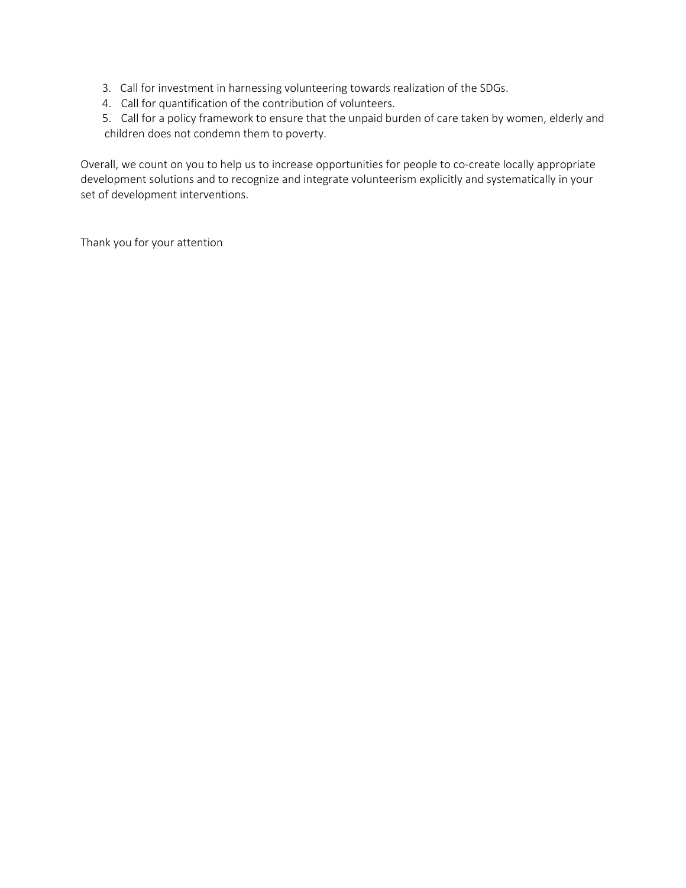3. Call for investment in harnessing volunteering towards realization of the SDGs.
4. Call for quantification of the contribution of volunteers.
5. Call for a policy framework to ensure that the unpaid burden of care taken by women, elderly and children does not condemn them to poverty.

Overall, we count on you to help us to increase opportunities for people to co-create locally appropriate development solutions and to recognize and integrate volunteerism explicitly and systematically in your set of development interventions.

Thank you for your attention